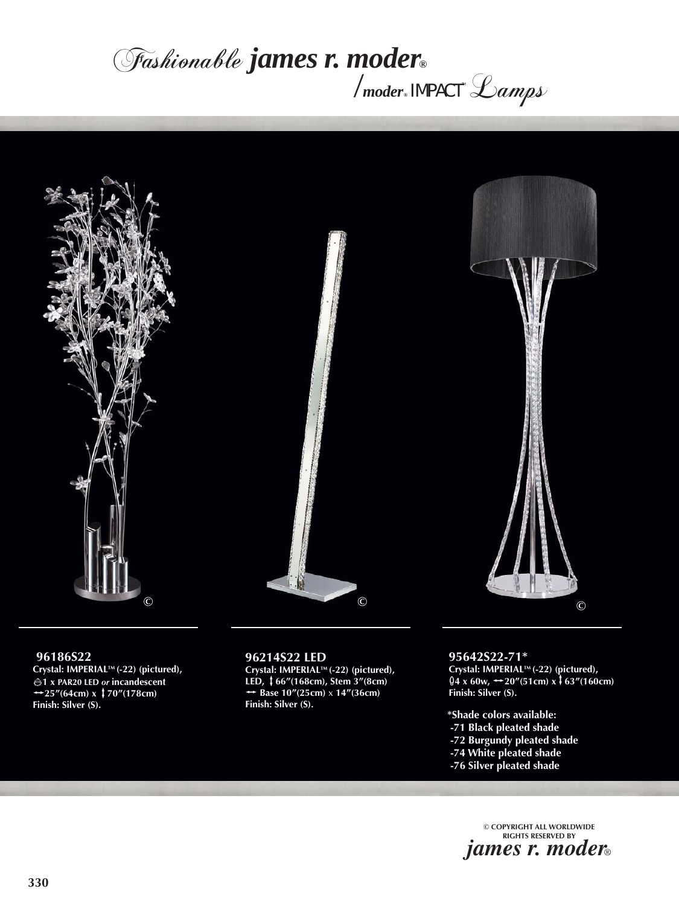# *Fashionable* ***james r. moder®*** / moder® IMPACT® *Lamps*

©

©

©

**96186S22**
**Crystal: IMPERIAL™ (-22) (pictured),**
**1 x PAR20 LED *or* incandescent**
**↔25″(64cm) x ↕70″(178cm)**
**Finish: Silver (S).**

**96214S22 LED**
**Crystal: IMPERIAL™ (-22) (pictured),**
**LED, ↕66″(168cm), Stem 3″(8cm)**
**↔ Base 10″(25cm) x 14″(36cm)**
**Finish: Silver (S).**

**95642S22-71\***
**Crystal: IMPERIAL™ (-22) (pictured),**
**4 x 60w, ↔20″(51cm) x ↕63″(160cm)**
**Finish: Silver (S).**

**\*Shade colors available:**
- **-71 Black pleated shade**
- **-72 Burgundy pleated shade**
- **-74 White pleated shade**
- **-76 Silver pleated shade**

© COPYRIGHT ALL WORLDWIDE RIGHTS RESERVED BY
*james r. moder®*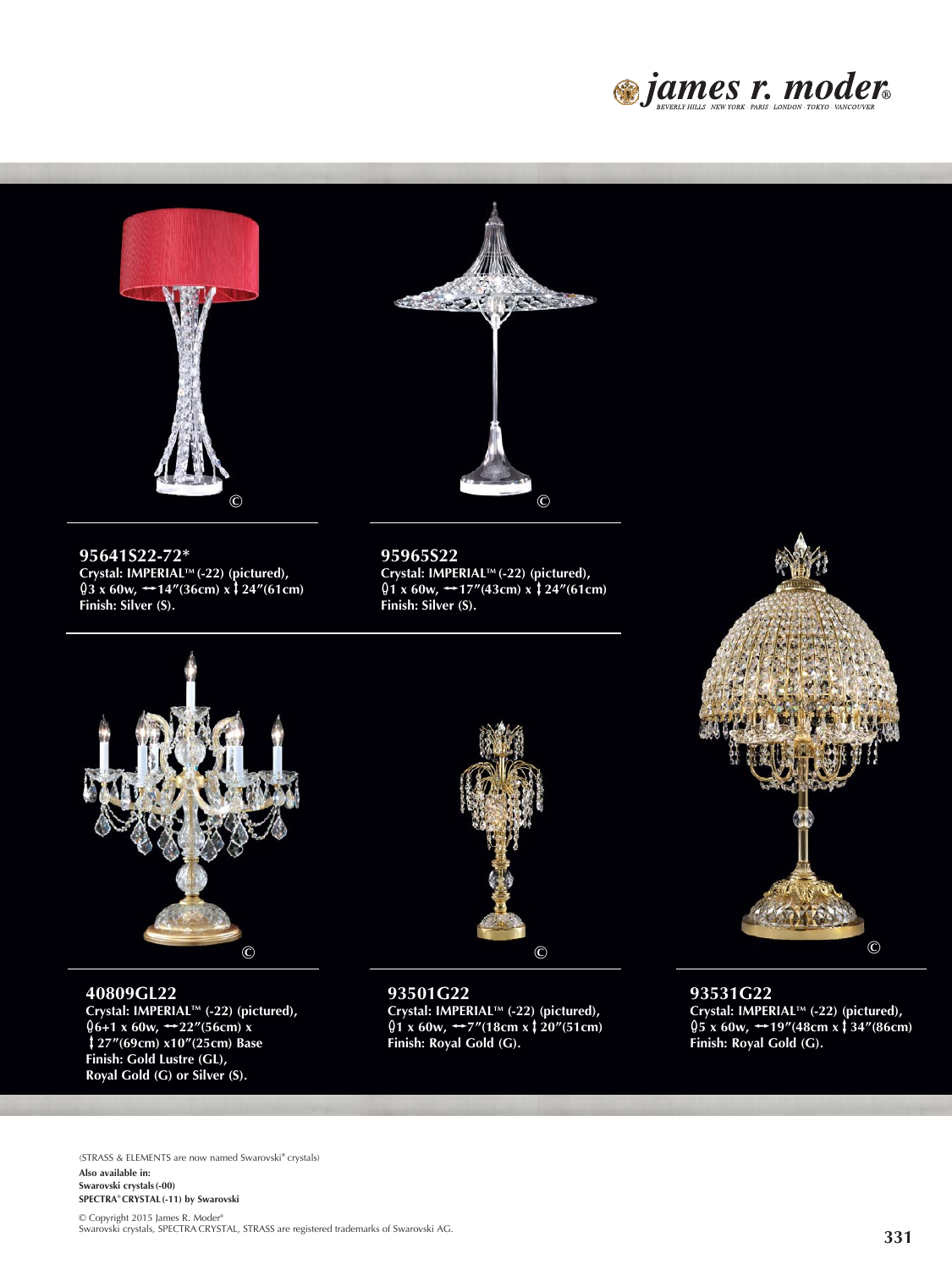**95641S22-72***
**Crystal: IMPERIAL™ (-22) (pictured),**
**3 x 60w, ↔14″(36cm) x ↕24″(61cm)**
**Finish: Silver (S).**

**95965S22**
**Crystal: IMPERIAL™ (-22) (pictured),**
**1 x 60w, ↔17″(43cm) x ↕24″(61cm)**
**Finish: Silver (S).**

**40809GL22**
**Crystal: IMPERIAL™ (-22) (pictured),**
**6+1 x 60w, ↔22″(56cm) x**
**↕27″(69cm) x10″(25cm) Base**
**Finish: Gold Lustre (GL),**
**Royal Gold (G) or Silver (S).**

**93501G22**
**Crystal: IMPERIAL™ (-22) (pictured),**
**1 x 60w, ↔7″(18cm x ↕20″(51cm)**
**Finish: Royal Gold (G).**

**93531G22**
**Crystal: IMPERIAL™ (-22) (pictured),**
**5 x 60w, ↔19″(48cm x ↕34″(86cm)**
**Finish: Royal Gold (G).**

(STRASS & ELEMENTS are now named Swarovski® crystals)

**Also available in:**
**Swarovski crystals (-00)**
**SPECTRA® CRYSTAL (-11) by Swarovski**

© Copyright 2015 James R. Moder®
Swarovski crystals, SPECTRA CRYSTAL, STRASS are registered trademarks of Swarovski AG.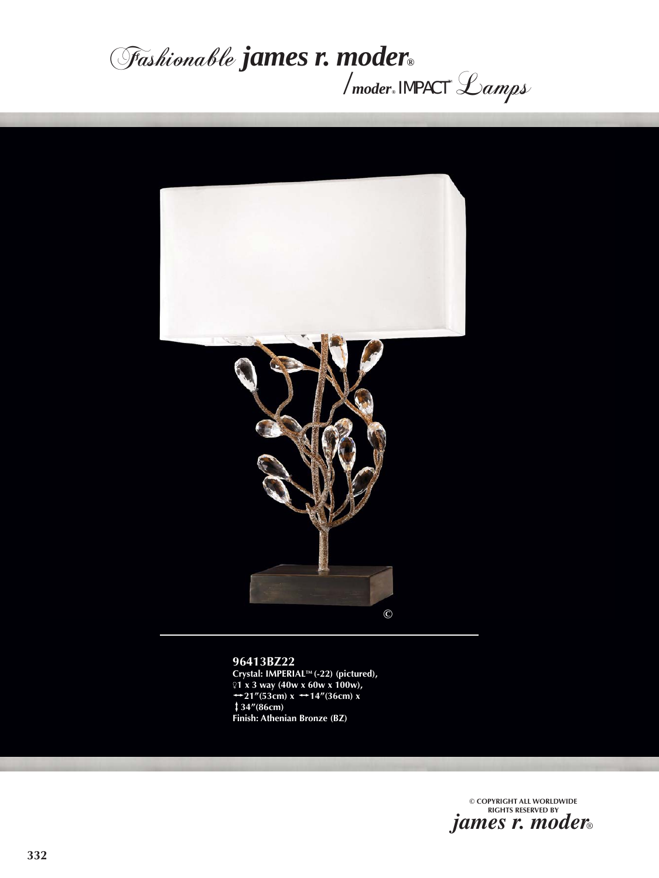**96413BZ22**
**Crystal: IMPERIAL™ (-22) (pictured),**
**1 x 3 way (40w x 60w x 100w),**
**↔21″(53cm) x ↔14″(36cm) x**
**↕34″(86cm)**
**Finish: Athenian Bronze (BZ)**

© COPYRIGHT ALL WORLDWIDE RIGHTS RESERVED BY *james r. moder*®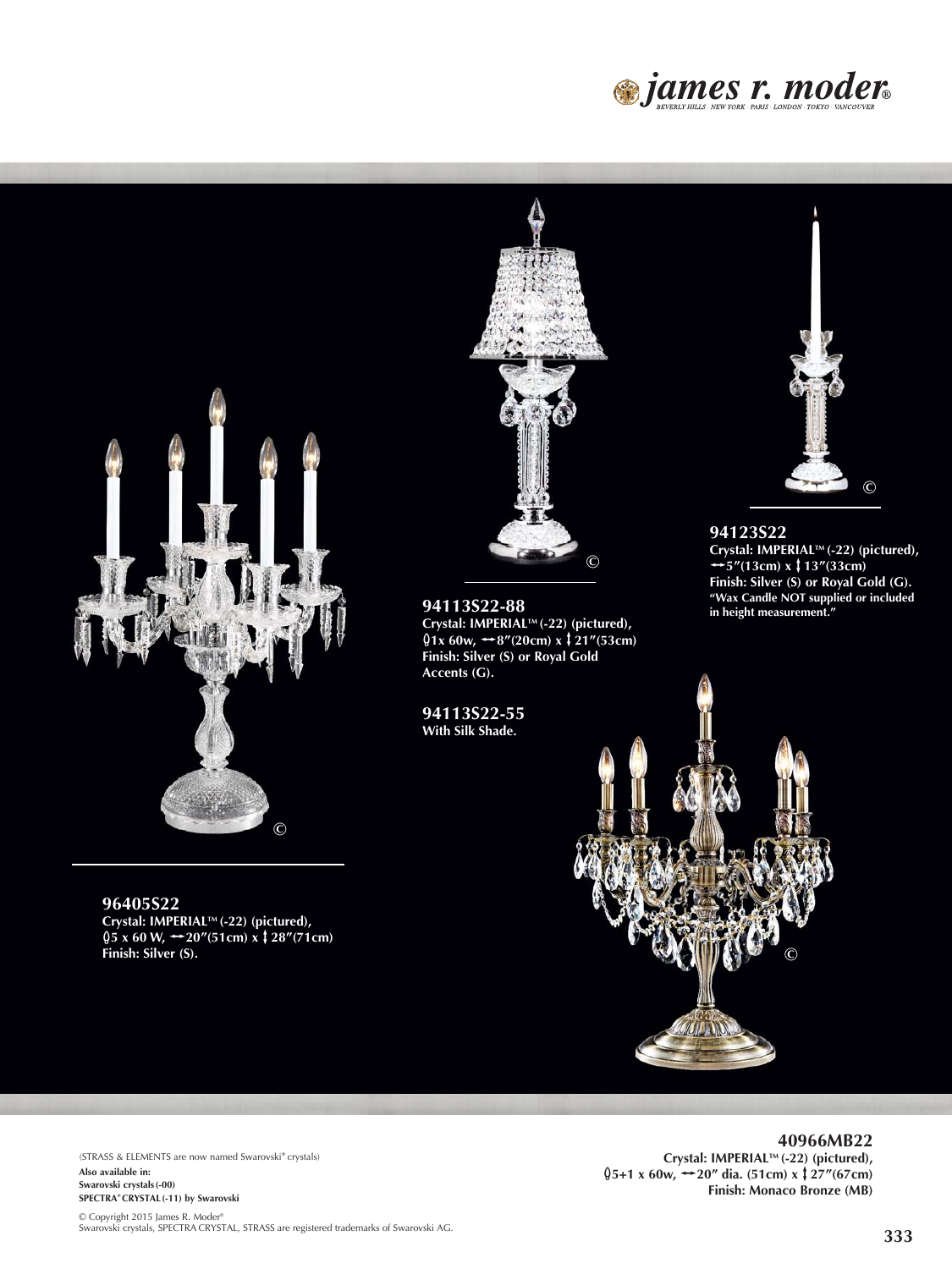# james r. moder®

BEVERLY HILLS · NEW YORK · PARIS · LONDON · TOKYO · VANCOUVER

**94113S22-88**
**Crystal: IMPERIAL™ (-22) (pictured),**
**1x 60w, ↔8"(20cm) x ↕21"(53cm)**
**Finish: Silver (S) or Royal Gold Accents (G).**

**94113S22-55**
**With Silk Shade.**

**94123S22**
**Crystal: IMPERIAL™ (-22) (pictured),**
**↔5"(13cm) x ↕13"(33cm)**
**Finish: Silver (S) or Royal Gold (G).**
**"Wax Candle NOT supplied or included in height measurement."**

**96405S22**
**Crystal: IMPERIAL™ (-22) (pictured),**
**5 x 60 W, ↔20"(51cm) x ↕28"(71cm)**
**Finish: Silver (S).**

**40966MB22**
**Crystal: IMPERIAL™ (-22) (pictured),**
**5+1 x 60w, ↔20" dia. (51cm) x ↕27"(67cm)**
**Finish: Monaco Bronze (MB)**

(STRASS & ELEMENTS are now named Swarovski® crystals)

**Also available in:**
**Swarovski crystals (-00)**
**SPECTRA® CRYSTAL (-11) by Swarovski**

© Copyright 2015 James R. Moder®
Swarovski crystals, SPECTRA CRYSTAL, STRASS are registered trademarks of Swarovski AG.